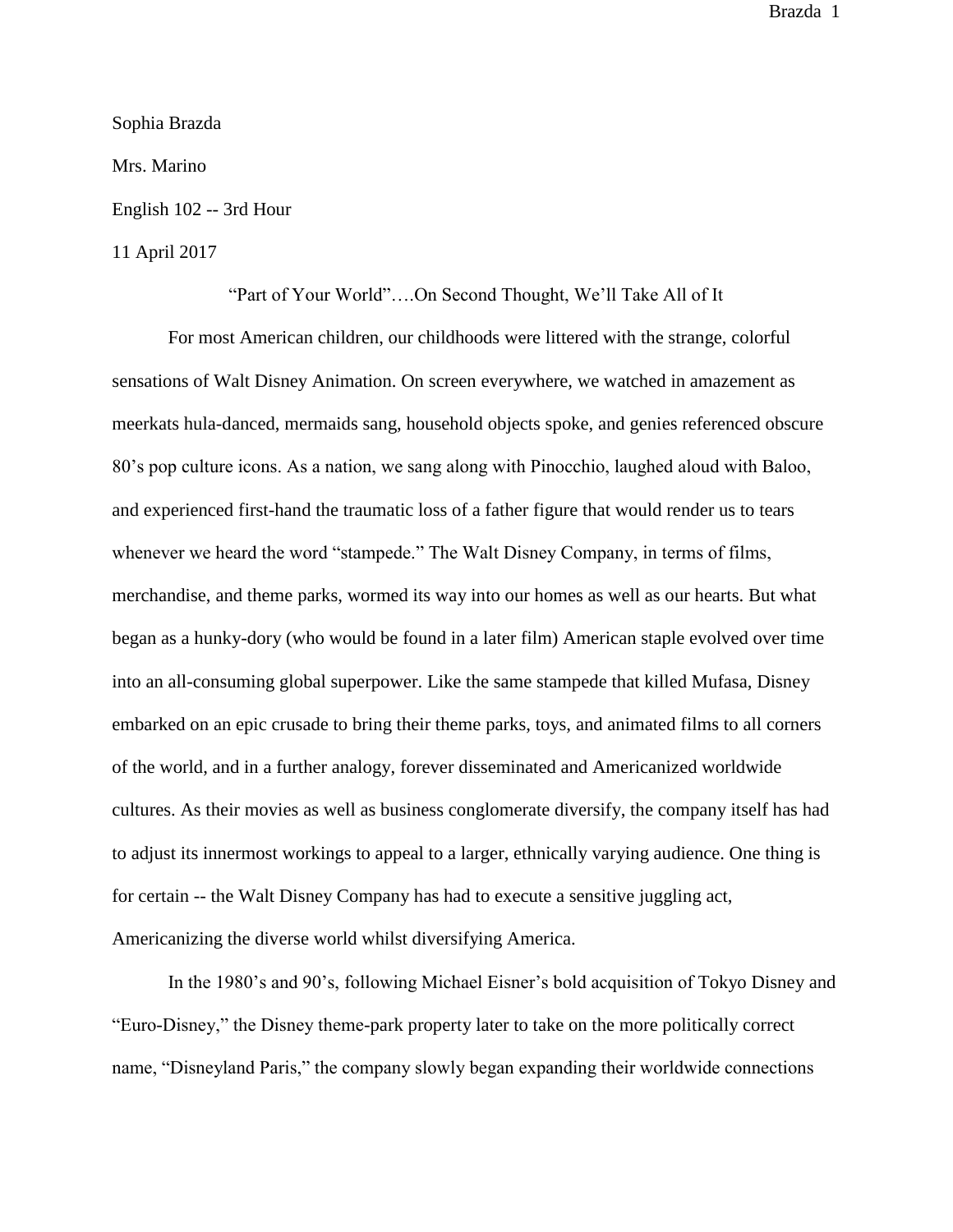Sophia Brazda

Mrs. Marino

English 102 -- 3rd Hour

11 April 2017

“Part of Your World”….On Second Thought, We’ll Take All of It

For most American children, our childhoods were littered with the strange, colorful sensations of Walt Disney Animation. On screen everywhere, we watched in amazement as meerkats hula-danced, mermaids sang, household objects spoke, and genies referenced obscure 80’s pop culture icons. As a nation, we sang along with Pinocchio, laughed aloud with Baloo, and experienced first-hand the traumatic loss of a father figure that would render us to tears whenever we heard the word “stampede.” The Walt Disney Company, in terms of films, merchandise, and theme parks, wormed its way into our homes as well as our hearts. But what began as a hunky-dory (who would be found in a later film) American staple evolved over time into an all-consuming global superpower. Like the same stampede that killed Mufasa, Disney embarked on an epic crusade to bring their theme parks, toys, and animated films to all corners of the world, and in a further analogy, forever disseminated and Americanized worldwide cultures. As their movies as well as business conglomerate diversify, the company itself has had to adjust its innermost workings to appeal to a larger, ethnically varying audience. One thing is for certain -- the Walt Disney Company has had to execute a sensitive juggling act, Americanizing the diverse world whilst diversifying America.

In the 1980’s and 90’s, following Michael Eisner’s bold acquisition of Tokyo Disney and “Euro-Disney,” the Disney theme-park property later to take on the more politically correct name, “Disneyland Paris,” the company slowly began expanding their worldwide connections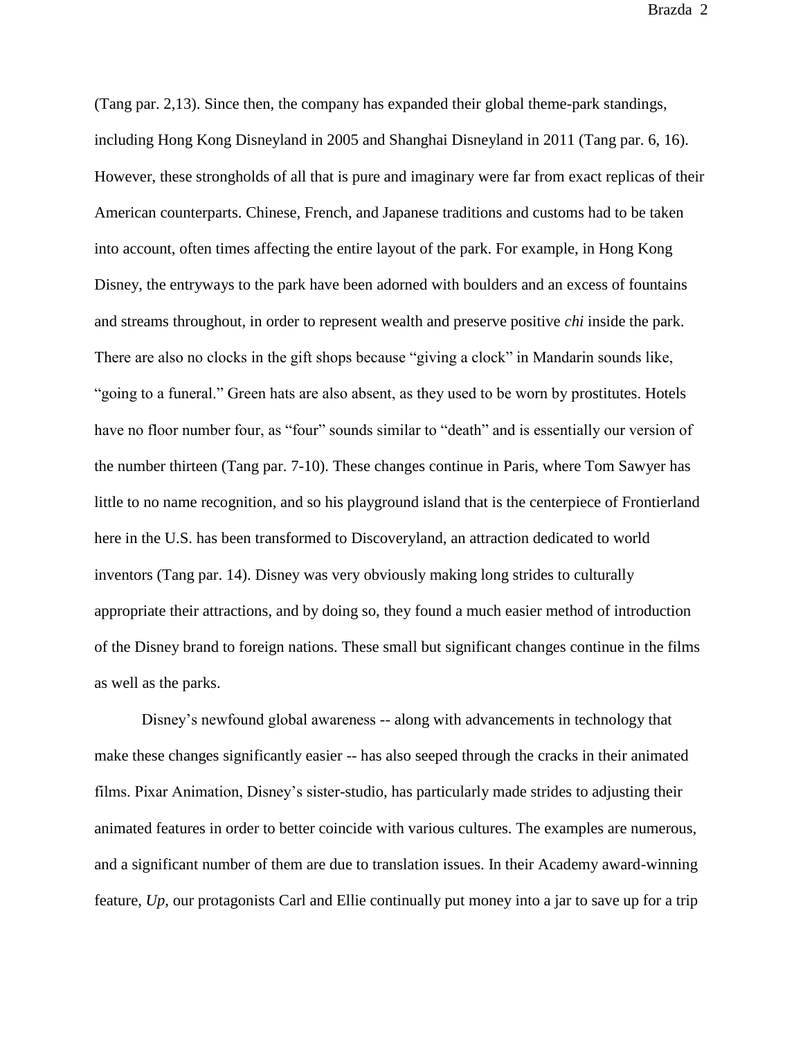(Tang par. 2,13). Since then, the company has expanded their global theme-park standings, including Hong Kong Disneyland in 2005 and Shanghai Disneyland in 2011 (Tang par. 6, 16). However, these strongholds of all that is pure and imaginary were far from exact replicas of their American counterparts. Chinese, French, and Japanese traditions and customs had to be taken into account, often times affecting the entire layout of the park. For example, in Hong Kong Disney, the entryways to the park have been adorned with boulders and an excess of fountains and streams throughout, in order to represent wealth and preserve positive *chi* inside the park. There are also no clocks in the gift shops because "giving a clock" in Mandarin sounds like, "going to a funeral." Green hats are also absent, as they used to be worn by prostitutes. Hotels have no floor number four, as "four" sounds similar to "death" and is essentially our version of the number thirteen (Tang par. 7-10). These changes continue in Paris, where Tom Sawyer has little to no name recognition, and so his playground island that is the centerpiece of Frontierland here in the U.S. has been transformed to Discoveryland, an attraction dedicated to world inventors (Tang par. 14). Disney was very obviously making long strides to culturally appropriate their attractions, and by doing so, they found a much easier method of introduction of the Disney brand to foreign nations. These small but significant changes continue in the films as well as the parks.

Disney's newfound global awareness -- along with advancements in technology that make these changes significantly easier -- has also seeped through the cracks in their animated films. Pixar Animation, Disney's sister-studio, has particularly made strides to adjusting their animated features in order to better coincide with various cultures. The examples are numerous, and a significant number of them are due to translation issues. In their Academy award-winning feature, *Up*, our protagonists Carl and Ellie continually put money into a jar to save up for a trip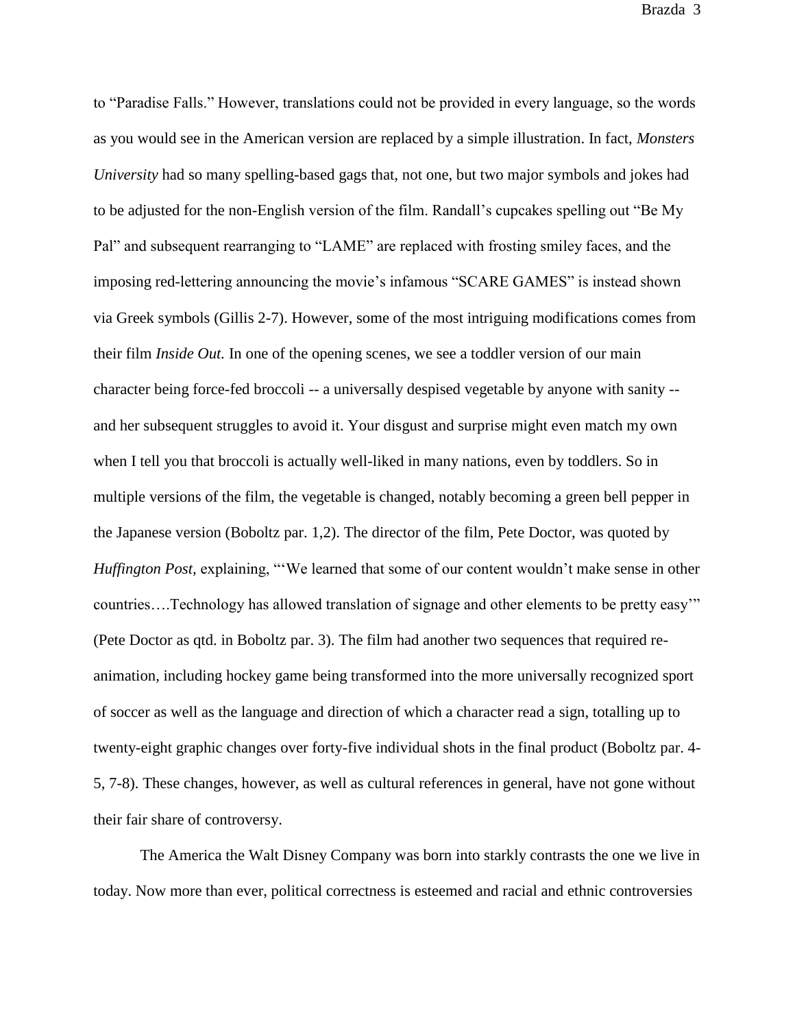to "Paradise Falls." However, translations could not be provided in every language, so the words as you would see in the American version are replaced by a simple illustration. In fact, *Monsters University* had so many spelling-based gags that, not one, but two major symbols and jokes had to be adjusted for the non-English version of the film. Randall's cupcakes spelling out "Be My Pal" and subsequent rearranging to "LAME" are replaced with frosting smiley faces, and the imposing red-lettering announcing the movie's infamous "SCARE GAMES" is instead shown via Greek symbols (Gillis 2-7). However, some of the most intriguing modifications comes from their film *Inside Out.* In one of the opening scenes, we see a toddler version of our main character being force-fed broccoli -- a universally despised vegetable by anyone with sanity -- and her subsequent struggles to avoid it. Your disgust and surprise might even match my own when I tell you that broccoli is actually well-liked in many nations, even by toddlers. So in multiple versions of the film, the vegetable is changed, notably becoming a green bell pepper in the Japanese version (Boboltz par. 1,2). The director of the film, Pete Doctor, was quoted by *Huffington Post,* explaining, "'We learned that some of our content wouldn't make sense in other countries….Technology has allowed translation of signage and other elements to be pretty easy'" (Pete Doctor as qtd. in Boboltz par. 3). The film had another two sequences that required re-animation, including hockey game being transformed into the more universally recognized sport of soccer as well as the language and direction of which a character read a sign, totalling up to twenty-eight graphic changes over forty-five individual shots in the final product (Boboltz par. 4-5, 7-8). These changes, however, as well as cultural references in general, have not gone without their fair share of controversy.

The America the Walt Disney Company was born into starkly contrasts the one we live in today. Now more than ever, political correctness is esteemed and racial and ethnic controversies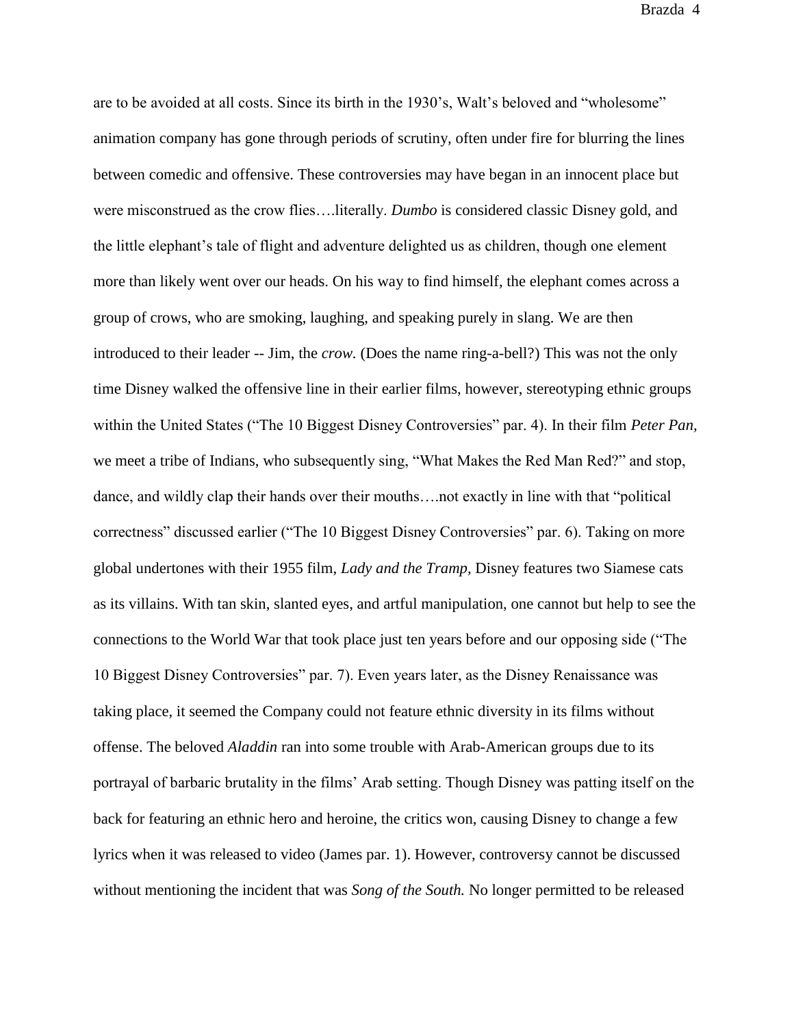are to be avoided at all costs. Since its birth in the 1930's, Walt's beloved and "wholesome" animation company has gone through periods of scrutiny, often under fire for blurring the lines between comedic and offensive. These controversies may have began in an innocent place but were misconstrued as the crow flies….literally. *Dumbo* is considered classic Disney gold, and the little elephant's tale of flight and adventure delighted us as children, though one element more than likely went over our heads. On his way to find himself, the elephant comes across a group of crows, who are smoking, laughing, and speaking purely in slang. We are then introduced to their leader -- Jim, the *crow.* (Does the name ring-a-bell?) This was not the only time Disney walked the offensive line in their earlier films, however, stereotyping ethnic groups within the United States ("The 10 Biggest Disney Controversies" par. 4). In their film *Peter Pan*, we meet a tribe of Indians, who subsequently sing, "What Makes the Red Man Red?" and stop, dance, and wildly clap their hands over their mouths….not exactly in line with that "political correctness" discussed earlier ("The 10 Biggest Disney Controversies" par. 6). Taking on more global undertones with their 1955 film, *Lady and the Tramp,* Disney features two Siamese cats as its villains. With tan skin, slanted eyes, and artful manipulation, one cannot but help to see the connections to the World War that took place just ten years before and our opposing side ("The 10 Biggest Disney Controversies" par. 7). Even years later, as the Disney Renaissance was taking place, it seemed the Company could not feature ethnic diversity in its films without offense. The beloved *Aladdin* ran into some trouble with Arab-American groups due to its portrayal of barbaric brutality in the films' Arab setting. Though Disney was patting itself on the back for featuring an ethnic hero and heroine, the critics won, causing Disney to change a few lyrics when it was released to video (James par. 1). However, controversy cannot be discussed without mentioning the incident that was *Song of the South.* No longer permitted to be released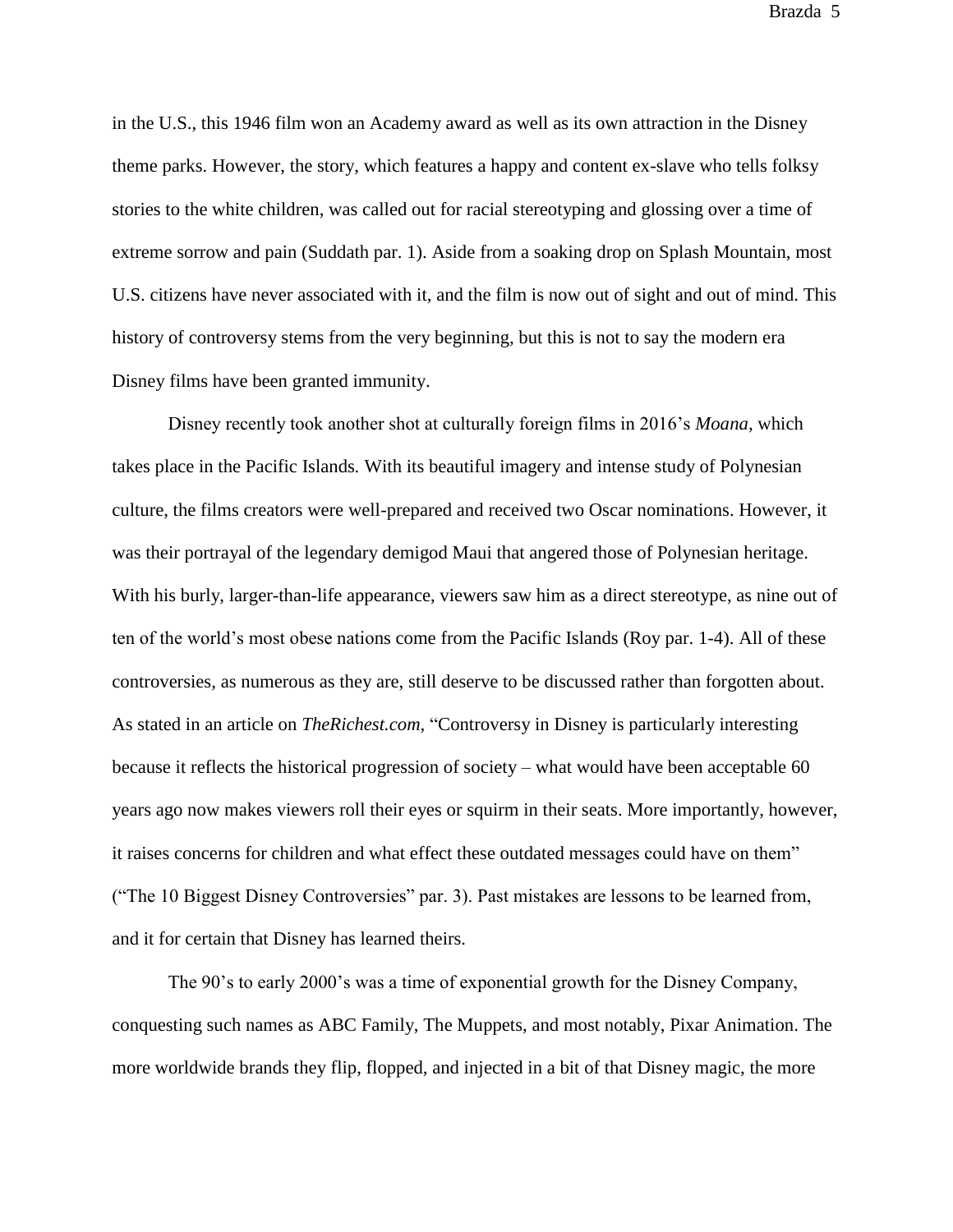in the U.S., this 1946 film won an Academy award as well as its own attraction in the Disney theme parks. However, the story, which features a happy and content ex-slave who tells folksy stories to the white children, was called out for racial stereotyping and glossing over a time of extreme sorrow and pain (Suddath par. 1). Aside from a soaking drop on Splash Mountain, most U.S. citizens have never associated with it, and the film is now out of sight and out of mind. This history of controversy stems from the very beginning, but this is not to say the modern era Disney films have been granted immunity.

Disney recently took another shot at culturally foreign films in 2016's *Moana,* which takes place in the Pacific Islands*.* With its beautiful imagery and intense study of Polynesian culture, the films creators were well-prepared and received two Oscar nominations. However, it was their portrayal of the legendary demigod Maui that angered those of Polynesian heritage. With his burly, larger-than-life appearance, viewers saw him as a direct stereotype, as nine out of ten of the world's most obese nations come from the Pacific Islands (Roy par. 1-4). All of these controversies, as numerous as they are, still deserve to be discussed rather than forgotten about. As stated in an article on *TheRichest.com*, "Controversy in Disney is particularly interesting because it reflects the historical progression of society – what would have been acceptable 60 years ago now makes viewers roll their eyes or squirm in their seats. More importantly, however, it raises concerns for children and what effect these outdated messages could have on them" ("The 10 Biggest Disney Controversies" par. 3). Past mistakes are lessons to be learned from, and it for certain that Disney has learned theirs.

The 90's to early 2000's was a time of exponential growth for the Disney Company, conquesting such names as ABC Family, The Muppets, and most notably, Pixar Animation. The more worldwide brands they flip, flopped, and injected in a bit of that Disney magic, the more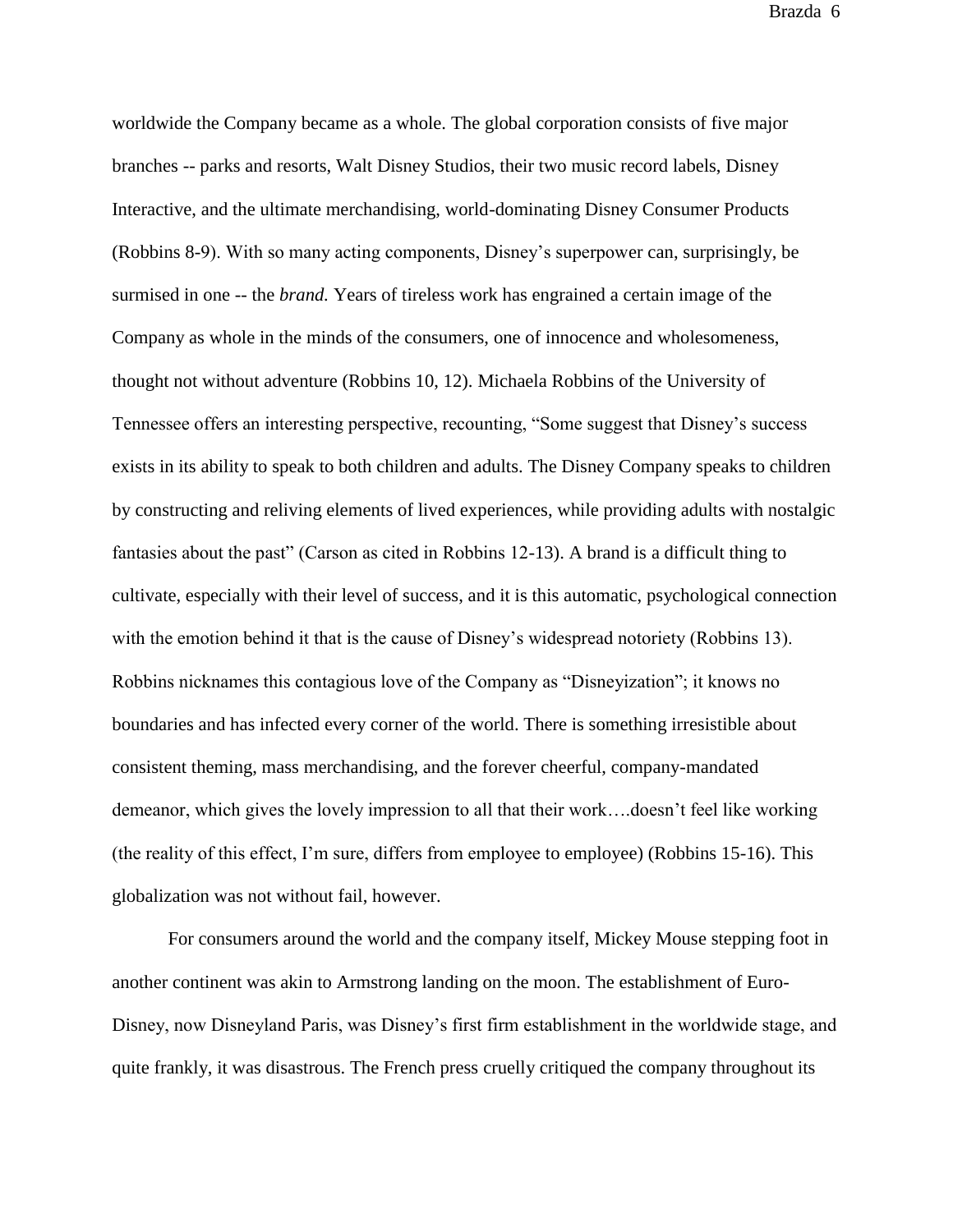worldwide the Company became as a whole. The global corporation consists of five major branches -- parks and resorts, Walt Disney Studios, their two music record labels, Disney Interactive, and the ultimate merchandising, world-dominating Disney Consumer Products (Robbins 8-9). With so many acting components, Disney's superpower can, surprisingly, be surmised in one -- the *brand.* Years of tireless work has engrained a certain image of the Company as whole in the minds of the consumers, one of innocence and wholesomeness, thought not without adventure (Robbins 10, 12). Michaela Robbins of the University of Tennessee offers an interesting perspective, recounting, "Some suggest that Disney's success exists in its ability to speak to both children and adults. The Disney Company speaks to children by constructing and reliving elements of lived experiences, while providing adults with nostalgic fantasies about the past" (Carson as cited in Robbins 12-13). A brand is a difficult thing to cultivate, especially with their level of success, and it is this automatic, psychological connection with the emotion behind it that is the cause of Disney's widespread notoriety (Robbins 13). Robbins nicknames this contagious love of the Company as "Disneyization"; it knows no boundaries and has infected every corner of the world. There is something irresistible about consistent theming, mass merchandising, and the forever cheerful, company-mandated demeanor, which gives the lovely impression to all that their work….doesn't feel like working (the reality of this effect, I'm sure, differs from employee to employee) (Robbins 15-16). This globalization was not without fail, however.

For consumers around the world and the company itself, Mickey Mouse stepping foot in another continent was akin to Armstrong landing on the moon. The establishment of Euro-Disney, now Disneyland Paris, was Disney's first firm establishment in the worldwide stage, and quite frankly, it was disastrous. The French press cruelly critiqued the company throughout its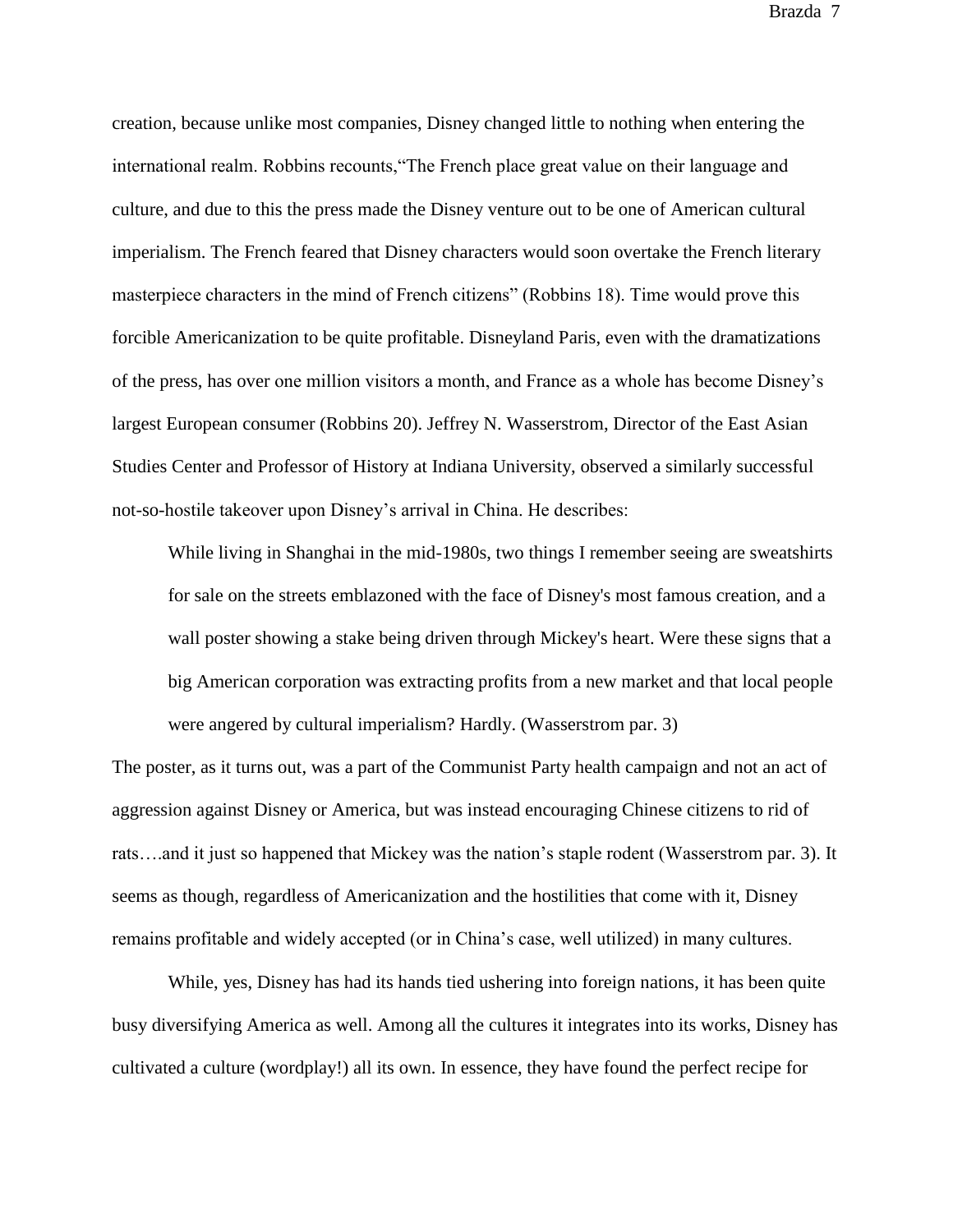creation, because unlike most companies, Disney changed little to nothing when entering the international realm. Robbins recounts,"The French place great value on their language and culture, and due to this the press made the Disney venture out to be one of American cultural imperialism. The French feared that Disney characters would soon overtake the French literary masterpiece characters in the mind of French citizens" (Robbins 18). Time would prove this forcible Americanization to be quite profitable. Disneyland Paris, even with the dramatizations of the press, has over one million visitors a month, and France as a whole has become Disney's largest European consumer (Robbins 20). Jeffrey N. Wasserstrom, Director of the East Asian Studies Center and Professor of History at Indiana University, observed a similarly successful not-so-hostile takeover upon Disney's arrival in China. He describes:

> While living in Shanghai in the mid-1980s, two things I remember seeing are sweatshirts for sale on the streets emblazoned with the face of Disney's most famous creation, and a wall poster showing a stake being driven through Mickey's heart. Were these signs that a big American corporation was extracting profits from a new market and that local people were angered by cultural imperialism? Hardly. (Wasserstrom par. 3)

The poster, as it turns out, was a part of the Communist Party health campaign and not an act of aggression against Disney or America, but was instead encouraging Chinese citizens to rid of rats….and it just so happened that Mickey was the nation's staple rodent (Wasserstrom par. 3). It seems as though, regardless of Americanization and the hostilities that come with it, Disney remains profitable and widely accepted (or in China's case, well utilized) in many cultures.

While, yes, Disney has had its hands tied ushering into foreign nations, it has been quite busy diversifying America as well. Among all the cultures it integrates into its works, Disney has cultivated a culture (wordplay!) all its own. In essence, they have found the perfect recipe for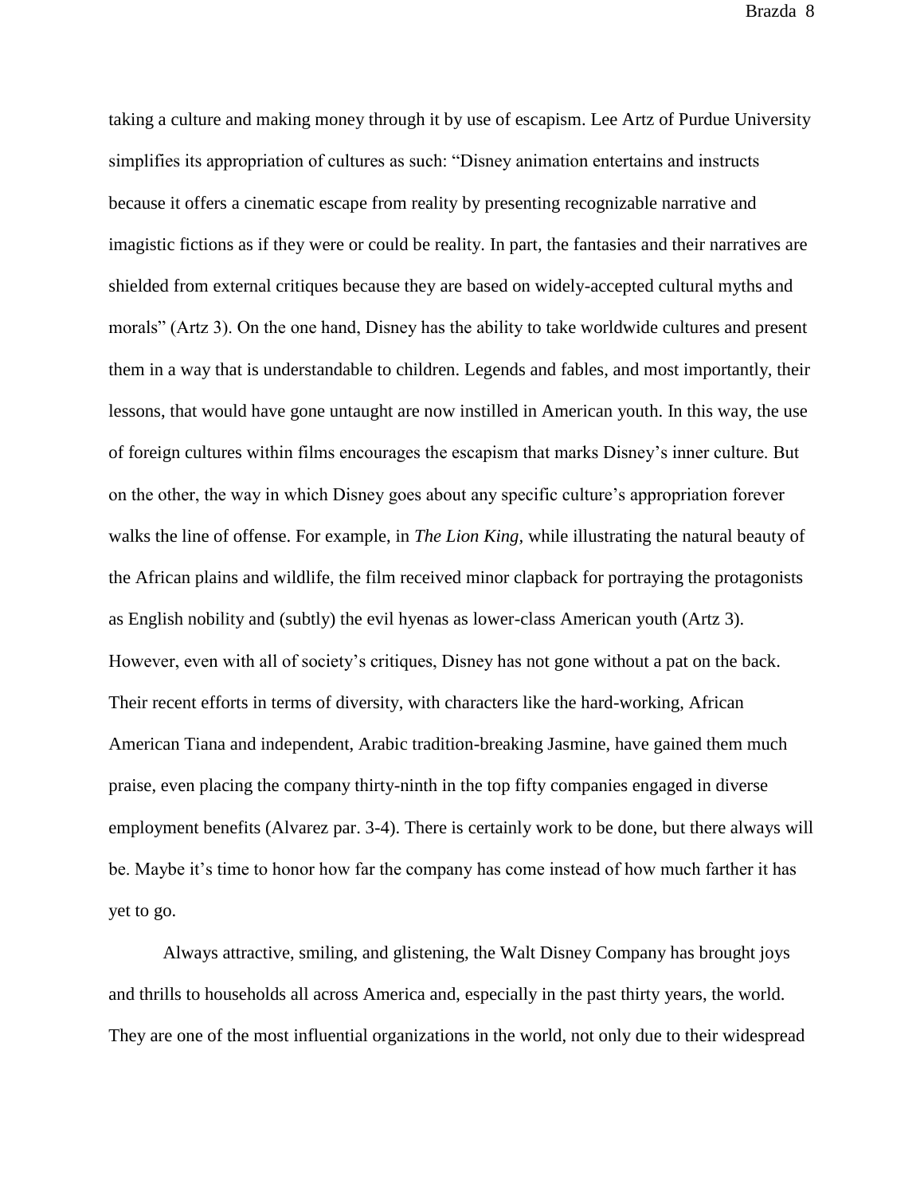taking a culture and making money through it by use of escapism. Lee Artz of Purdue University simplifies its appropriation of cultures as such: "Disney animation entertains and instructs because it offers a cinematic escape from reality by presenting recognizable narrative and imagistic fictions as if they were or could be reality. In part, the fantasies and their narratives are shielded from external critiques because they are based on widely-accepted cultural myths and morals" (Artz 3). On the one hand, Disney has the ability to take worldwide cultures and present them in a way that is understandable to children. Legends and fables, and most importantly, their lessons, that would have gone untaught are now instilled in American youth. In this way, the use of foreign cultures within films encourages the escapism that marks Disney's inner culture. But on the other, the way in which Disney goes about any specific culture's appropriation forever walks the line of offense. For example, in *The Lion King*, while illustrating the natural beauty of the African plains and wildlife, the film received minor clapback for portraying the protagonists as English nobility and (subtly) the evil hyenas as lower-class American youth (Artz 3). However, even with all of society's critiques, Disney has not gone without a pat on the back. Their recent efforts in terms of diversity, with characters like the hard-working, African American Tiana and independent, Arabic tradition-breaking Jasmine, have gained them much praise, even placing the company thirty-ninth in the top fifty companies engaged in diverse employment benefits (Alvarez par. 3-4). There is certainly work to be done, but there always will be. Maybe it's time to honor how far the company has come instead of how much farther it has yet to go.

Always attractive, smiling, and glistening, the Walt Disney Company has brought joys and thrills to households all across America and, especially in the past thirty years, the world. They are one of the most influential organizations in the world, not only due to their widespread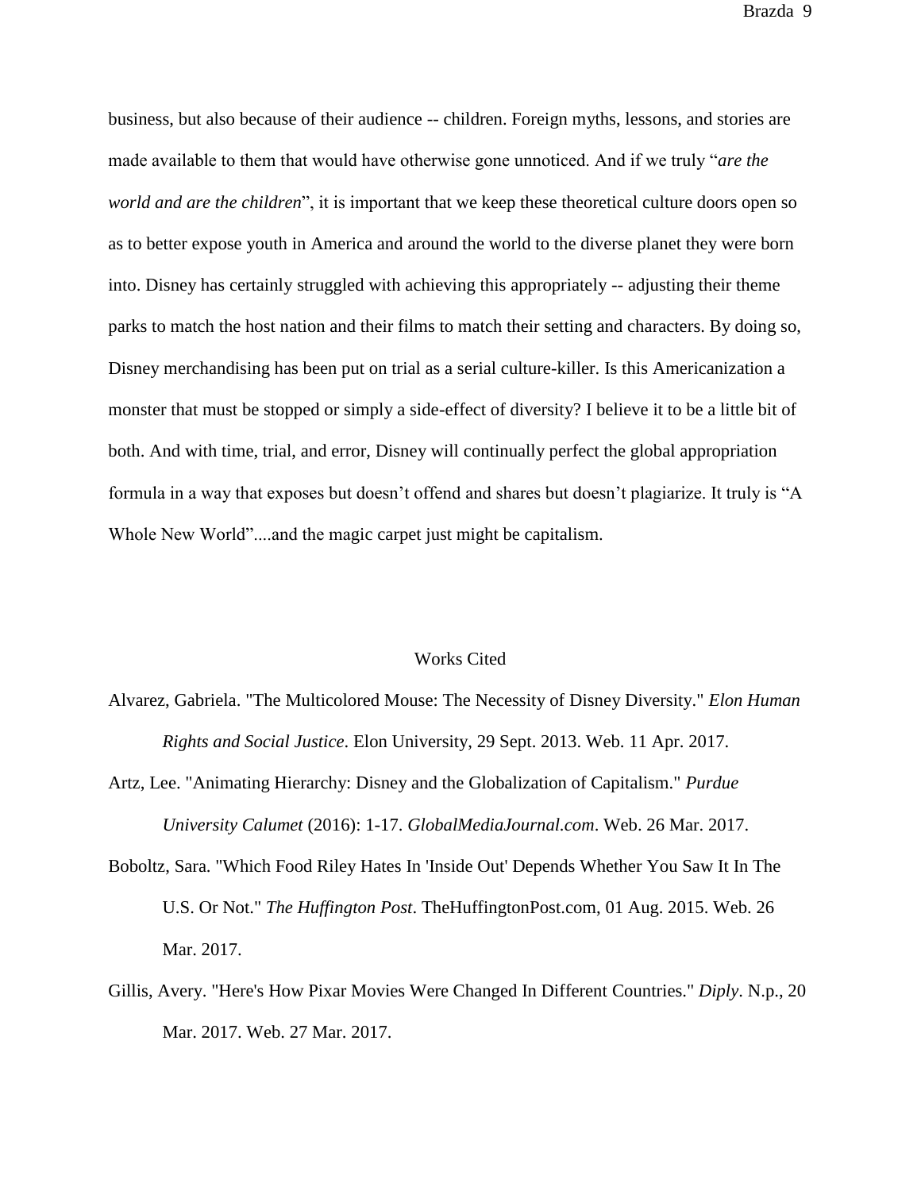business, but also because of their audience -- children. Foreign myths, lessons, and stories are made available to them that would have otherwise gone unnoticed. And if we truly "*are the world and are the children*", it is important that we keep these theoretical culture doors open so as to better expose youth in America and around the world to the diverse planet they were born into. Disney has certainly struggled with achieving this appropriately -- adjusting their theme parks to match the host nation and their films to match their setting and characters. By doing so, Disney merchandising has been put on trial as a serial culture-killer. Is this Americanization a monster that must be stopped or simply a side-effect of diversity? I believe it to be a little bit of both. And with time, trial, and error, Disney will continually perfect the global appropriation formula in a way that exposes but doesn't offend and shares but doesn't plagiarize. It truly is "A Whole New World"....and the magic carpet just might be capitalism.

## Works Cited

Alvarez, Gabriela. "The Multicolored Mouse: The Necessity of Disney Diversity." *Elon Human Rights and Social Justice*. Elon University, 29 Sept. 2013. Web. 11 Apr. 2017.

Artz, Lee. "Animating Hierarchy: Disney and the Globalization of Capitalism." *Purdue University Calumet* (2016): 1-17. *GlobalMediaJournal.com*. Web. 26 Mar. 2017.

Boboltz, Sara. "Which Food Riley Hates In 'Inside Out' Depends Whether You Saw It In The U.S. Or Not." *The Huffington Post*. TheHuffingtonPost.com, 01 Aug. 2015. Web. 26 Mar. 2017.

Gillis, Avery. "Here's How Pixar Movies Were Changed In Different Countries." *Diply*. N.p., 20 Mar. 2017. Web. 27 Mar. 2017.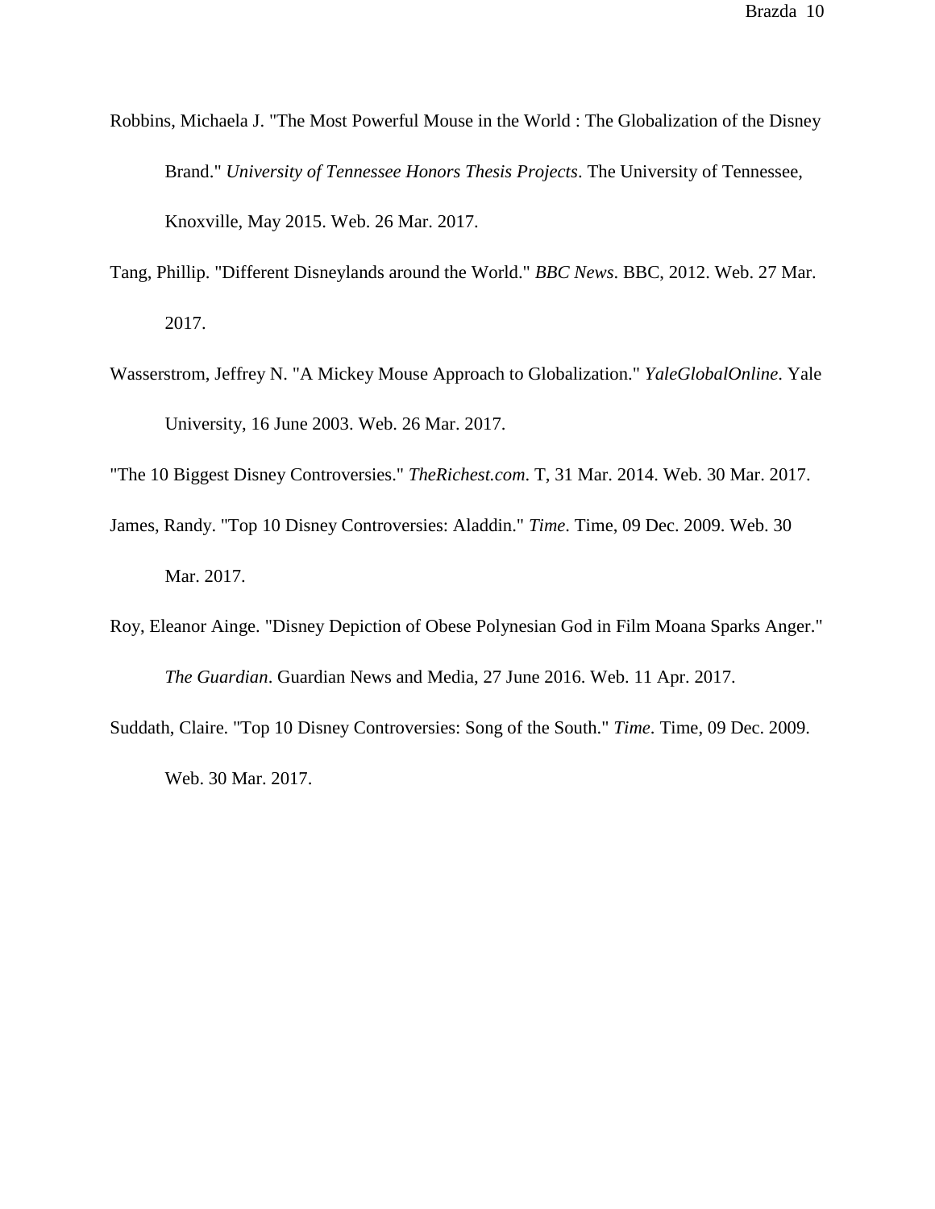Robbins, Michaela J. "The Most Powerful Mouse in the World : The Globalization of the Disney Brand." *University of Tennessee Honors Thesis Projects*. The University of Tennessee, Knoxville, May 2015. Web. 26 Mar. 2017.

Tang, Phillip. "Different Disneylands around the World." *BBC News*. BBC, 2012. Web. 27 Mar. 2017.

Wasserstrom, Jeffrey N. "A Mickey Mouse Approach to Globalization." *YaleGlobalOnline*. Yale University, 16 June 2003. Web. 26 Mar. 2017.

"The 10 Biggest Disney Controversies." *TheRichest.com*. T, 31 Mar. 2014. Web. 30 Mar. 2017.

James, Randy. "Top 10 Disney Controversies: Aladdin." *Time*. Time, 09 Dec. 2009. Web. 30 Mar. 2017.

Roy, Eleanor Ainge. "Disney Depiction of Obese Polynesian God in Film Moana Sparks Anger." *The Guardian*. Guardian News and Media, 27 June 2016. Web. 11 Apr. 2017.

Suddath, Claire. "Top 10 Disney Controversies: Song of the South." *Time*. Time, 09 Dec. 2009. Web. 30 Mar. 2017.